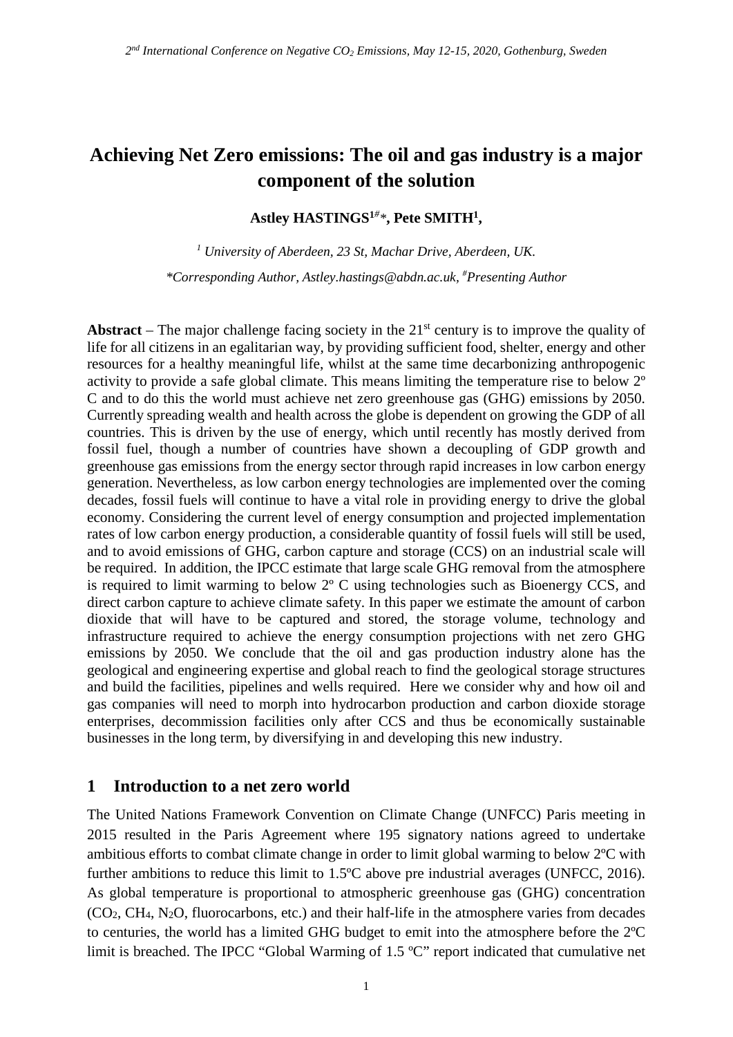# Achieving Net Zero emissions: The oil and gas industry is a major component of the solution

**Astley HASTINGS[1#*], Pete SMITH[1],**

*[1] University of Aberdeen, 23 St, Machar Drive, Aberdeen, UK.*

*\*Corresponding Author, Astley.hastings@abdn.ac.uk, [#]Presenting Author*

**Abstract** – The major challenge facing society in the 21st century is to improve the quality of life for all citizens in an egalitarian way, by providing sufficient food, shelter, energy and other resources for a healthy meaningful life, whilst at the same time decarbonizing anthropogenic activity to provide a safe global climate. This means limiting the temperature rise to below 2º C and to do this the world must achieve net zero greenhouse gas (GHG) emissions by 2050. Currently spreading wealth and health across the globe is dependent on growing the GDP of all countries. This is driven by the use of energy, which until recently has mostly derived from fossil fuel, though a number of countries have shown a decoupling of GDP growth and greenhouse gas emissions from the energy sector through rapid increases in low carbon energy generation. Nevertheless, as low carbon energy technologies are implemented over the coming decades, fossil fuels will continue to have a vital role in providing energy to drive the global economy. Considering the current level of energy consumption and projected implementation rates of low carbon energy production, a considerable quantity of fossil fuels will still be used, and to avoid emissions of GHG, carbon capture and storage (CCS) on an industrial scale will be required. In addition, the IPCC estimate that large scale GHG removal from the atmosphere is required to limit warming to below 2º C using technologies such as Bioenergy CCS, and direct carbon capture to achieve climate safety. In this paper we estimate the amount of carbon dioxide that will have to be captured and stored, the storage volume, technology and infrastructure required to achieve the energy consumption projections with net zero GHG emissions by 2050. We conclude that the oil and gas production industry alone has the geological and engineering expertise and global reach to find the geological storage structures and build the facilities, pipelines and wells required. Here we consider why and how oil and gas companies will need to morph into hydrocarbon production and carbon dioxide storage enterprises, decommission facilities only after CCS and thus be economically sustainable businesses in the long term, by diversifying in and developing this new industry.

## 1 Introduction to a net zero world

The United Nations Framework Convention on Climate Change (UNFCC) Paris meeting in 2015 resulted in the Paris Agreement where 195 signatory nations agreed to undertake ambitious efforts to combat climate change in order to limit global warming to below 2ºC with further ambitions to reduce this limit to 1.5ºC above pre industrial averages (UNFCC, 2016). As global temperature is proportional to atmospheric greenhouse gas (GHG) concentration ($CO_2$, $CH_4$, $N_2O$, fluorocarbons, etc.) and their half-life in the atmosphere varies from decades to centuries, the world has a limited GHG budget to emit into the atmosphere before the 2ºC limit is breached. The IPCC "Global Warming of 1.5 ºC" report indicated that cumulative net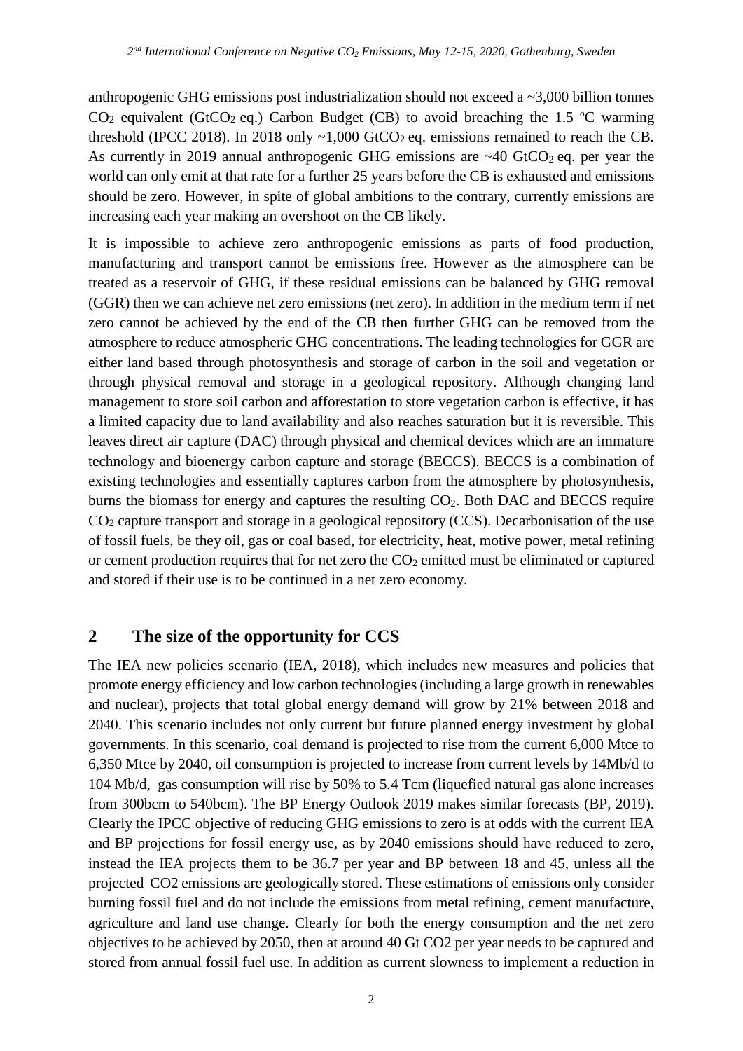anthropogenic GHG emissions post industrialization should not exceed a ~3,000 billion tonnes $CO_2$ equivalent ($GtCO_2$ eq.) Carbon Budget (CB) to avoid breaching the 1.5 ºC warming threshold (IPCC 2018). In 2018 only ~1,000 $GtCO_2$ eq. emissions remained to reach the CB. As currently in 2019 annual anthropogenic GHG emissions are ~40 $GtCO_2$ eq. per year the world can only emit at that rate for a further 25 years before the CB is exhausted and emissions should be zero. However, in spite of global ambitions to the contrary, currently emissions are increasing each year making an overshoot on the CB likely.

It is impossible to achieve zero anthropogenic emissions as parts of food production, manufacturing and transport cannot be emissions free. However as the atmosphere can be treated as a reservoir of GHG, if these residual emissions can be balanced by GHG removal (GGR) then we can achieve net zero emissions (net zero). In addition in the medium term if net zero cannot be achieved by the end of the CB then further GHG can be removed from the atmosphere to reduce atmospheric GHG concentrations. The leading technologies for GGR are either land based through photosynthesis and storage of carbon in the soil and vegetation or through physical removal and storage in a geological repository. Although changing land management to store soil carbon and afforestation to store vegetation carbon is effective, it has a limited capacity due to land availability and also reaches saturation but it is reversible. This leaves direct air capture (DAC) through physical and chemical devices which are an immature technology and bioenergy carbon capture and storage (BECCS). BECCS is a combination of existing technologies and essentially captures carbon from the atmosphere by photosynthesis, burns the biomass for energy and captures the resulting $CO_2$. Both DAC and BECCS require $CO_2$ capture transport and storage in a geological repository (CCS). Decarbonisation of the use of fossil fuels, be they oil, gas or coal based, for electricity, heat, motive power, metal refining or cement production requires that for net zero the $CO_2$ emitted must be eliminated or captured and stored if their use is to be continued in a net zero economy.

## 2 The size of the opportunity for CCS

The IEA new policies scenario (IEA, 2018), which includes new measures and policies that promote energy efficiency and low carbon technologies (including a large growth in renewables and nuclear), projects that total global energy demand will grow by 21% between 2018 and 2040. This scenario includes not only current but future planned energy investment by global governments. In this scenario, coal demand is projected to rise from the current 6,000 Mtce to 6,350 Mtce by 2040, oil consumption is projected to increase from current levels by 14Mb/d to 104 Mb/d, gas consumption will rise by 50% to 5.4 Tcm (liquefied natural gas alone increases from 300bcm to 540bcm). The BP Energy Outlook 2019 makes similar forecasts (BP, 2019). Clearly the IPCC objective of reducing GHG emissions to zero is at odds with the current IEA and BP projections for fossil energy use, as by 2040 emissions should have reduced to zero, instead the IEA projects them to be 36.7 per year and BP between 18 and 45, unless all the projected CO2 emissions are geologically stored. These estimations of emissions only consider burning fossil fuel and do not include the emissions from metal refining, cement manufacture, agriculture and land use change. Clearly for both the energy consumption and the net zero objectives to be achieved by 2050, then at around 40 Gt CO2 per year needs to be captured and stored from annual fossil fuel use. In addition as current slowness to implement a reduction in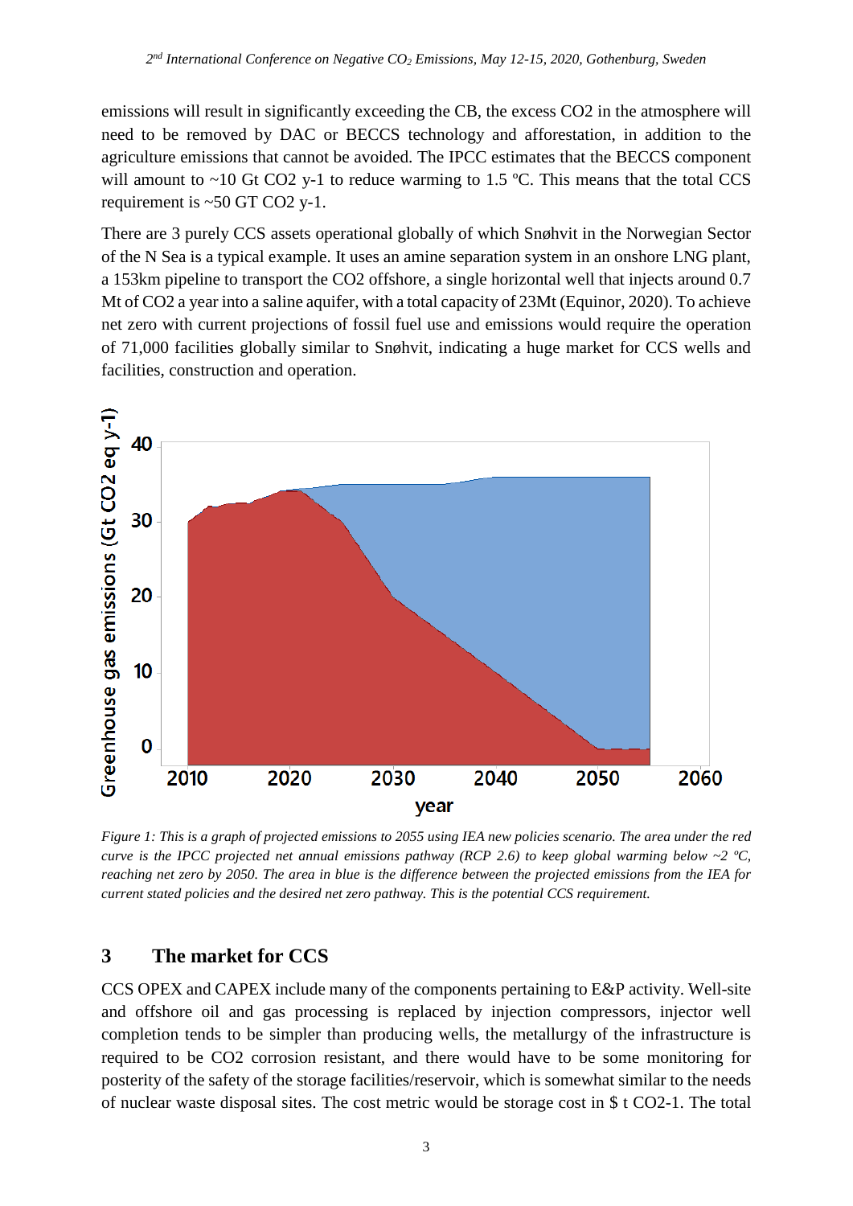emissions will result in significantly exceeding the CB, the excess CO2 in the atmosphere will need to be removed by DAC or BECCS technology and afforestation, in addition to the agriculture emissions that cannot be avoided. The IPCC estimates that the BECCS component will amount to ~10 Gt CO2 y-1 to reduce warming to 1.5 ºC. This means that the total CCS requirement is ~50 GT CO2 y-1.

There are 3 purely CCS assets operational globally of which Snøhvit in the Norwegian Sector of the N Sea is a typical example. It uses an amine separation system in an onshore LNG plant, a 153km pipeline to transport the CO2 offshore, a single horizontal well that injects around 0.7 Mt of CO2 a year into a saline aquifer, with a total capacity of 23Mt (Equinor, 2020). To achieve net zero with current projections of fossil fuel use and emissions would require the operation of 71,000 facilities globally similar to Snøhvit, indicating a huge market for CCS wells and facilities, construction and operation.

*Figure 1: This is a graph of projected emissions to 2055 using IEA new policies scenario. The area under the red curve is the IPCC projected net annual emissions pathway (RCP 2.6) to keep global warming below ~2 ºC, reaching net zero by 2050. The area in blue is the difference between the projected emissions from the IEA for current stated policies and the desired net zero pathway. This is the potential CCS requirement.*

## 3 The market for CCS

CCS OPEX and CAPEX include many of the components pertaining to E&P activity. Well-site and offshore oil and gas processing is replaced by injection compressors, injector well completion tends to be simpler than producing wells, the metallurgy of the infrastructure is required to be CO2 corrosion resistant, and there would have to be some monitoring for posterity of the safety of the storage facilities/reservoir, which is somewhat similar to the needs of nuclear waste disposal sites. The cost metric would be storage cost in $ t CO2-1. The total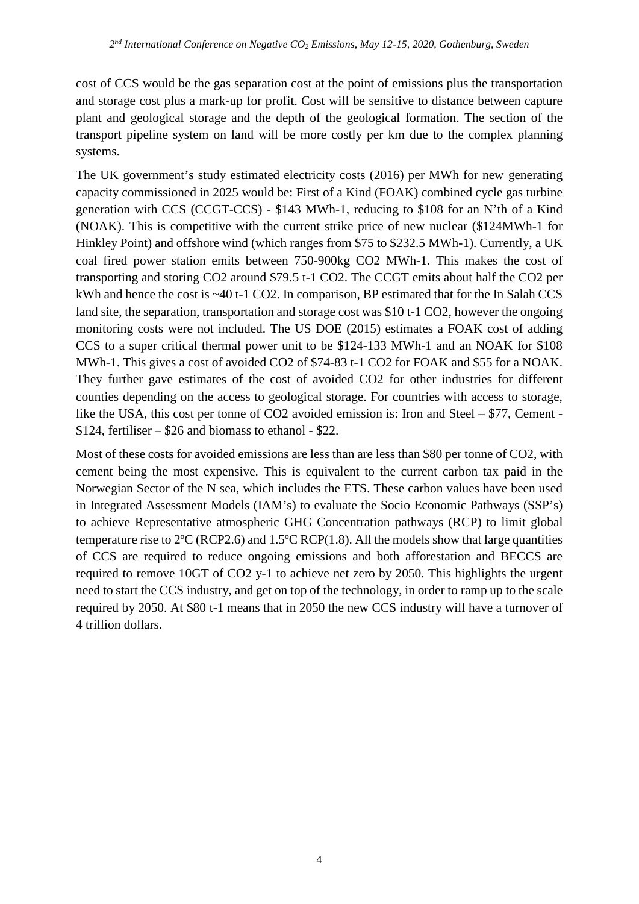cost of CCS would be the gas separation cost at the point of emissions plus the transportation and storage cost plus a mark-up for profit. Cost will be sensitive to distance between capture plant and geological storage and the depth of the geological formation. The section of the transport pipeline system on land will be more costly per km due to the complex planning systems.

The UK government's study estimated electricity costs (2016) per MWh for new generating capacity commissioned in 2025 would be: First of a Kind (FOAK) combined cycle gas turbine generation with CCS (CCGT-CCS) - \$143 MWh-1, reducing to \$108 for an N'th of a Kind (NOAK). This is competitive with the current strike price of new nuclear (\$124MWh-1 for Hinkley Point) and offshore wind (which ranges from \$75 to \$232.5 MWh-1). Currently, a UK coal fired power station emits between 750-900kg CO2 MWh-1. This makes the cost of transporting and storing CO2 around \$79.5 t-1 CO2. The CCGT emits about half the CO2 per kWh and hence the cost is ~40 t-1 CO2. In comparison, BP estimated that for the In Salah CCS land site, the separation, transportation and storage cost was \$10 t-1 CO2, however the ongoing monitoring costs were not included. The US DOE (2015) estimates a FOAK cost of adding CCS to a super critical thermal power unit to be \$124-133 MWh-1 and an NOAK for \$108 MWh-1. This gives a cost of avoided CO2 of \$74-83 t-1 CO2 for FOAK and \$55 for a NOAK. They further gave estimates of the cost of avoided CO2 for other industries for different counties depending on the access to geological storage. For countries with access to storage, like the USA, this cost per tonne of CO2 avoided emission is: Iron and Steel – \$77, Cement - \$124, fertiliser – \$26 and biomass to ethanol - \$22.

Most of these costs for avoided emissions are less than are less than \$80 per tonne of CO2, with cement being the most expensive. This is equivalent to the current carbon tax paid in the Norwegian Sector of the N sea, which includes the ETS. These carbon values have been used in Integrated Assessment Models (IAM's) to evaluate the Socio Economic Pathways (SSP's) to achieve Representative atmospheric GHG Concentration pathways (RCP) to limit global temperature rise to 2ºC (RCP2.6) and 1.5ºC RCP(1.8). All the models show that large quantities of CCS are required to reduce ongoing emissions and both afforestation and BECCS are required to remove 10GT of CO2 y-1 to achieve net zero by 2050. This highlights the urgent need to start the CCS industry, and get on top of the technology, in order to ramp up to the scale required by 2050. At \$80 t-1 means that in 2050 the new CCS industry will have a turnover of 4 trillion dollars.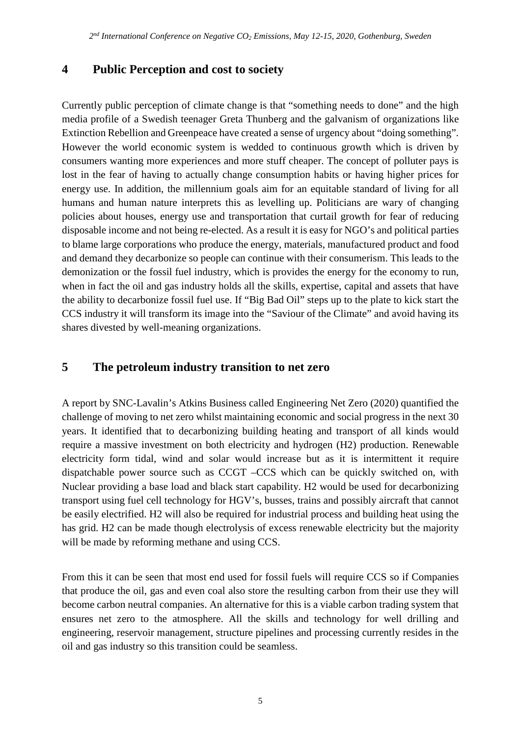## 4 Public Perception and cost to society

Currently public perception of climate change is that "something needs to done" and the high media profile of a Swedish teenager Greta Thunberg and the galvanism of organizations like Extinction Rebellion and Greenpeace have created a sense of urgency about "doing something". However the world economic system is wedded to continuous growth which is driven by consumers wanting more experiences and more stuff cheaper. The concept of polluter pays is lost in the fear of having to actually change consumption habits or having higher prices for energy use. In addition, the millennium goals aim for an equitable standard of living for all humans and human nature interprets this as levelling up. Politicians are wary of changing policies about houses, energy use and transportation that curtail growth for fear of reducing disposable income and not being re-elected. As a result it is easy for NGO's and political parties to blame large corporations who produce the energy, materials, manufactured product and food and demand they decarbonize so people can continue with their consumerism. This leads to the demonization or the fossil fuel industry, which is provides the energy for the economy to run, when in fact the oil and gas industry holds all the skills, expertise, capital and assets that have the ability to decarbonize fossil fuel use. If "Big Bad Oil" steps up to the plate to kick start the CCS industry it will transform its image into the "Saviour of the Climate" and avoid having its shares divested by well-meaning organizations.

## 5 The petroleum industry transition to net zero

A report by SNC-Lavalin's Atkins Business called Engineering Net Zero (2020) quantified the challenge of moving to net zero whilst maintaining economic and social progress in the next 30 years. It identified that to decarbonizing building heating and transport of all kinds would require a massive investment on both electricity and hydrogen (H2) production. Renewable electricity form tidal, wind and solar would increase but as it is intermittent it require dispatchable power source such as CCGT –CCS which can be quickly switched on, with Nuclear providing a base load and black start capability. H2 would be used for decarbonizing transport using fuel cell technology for HGV's, busses, trains and possibly aircraft that cannot be easily electrified. H2 will also be required for industrial process and building heat using the has grid. H2 can be made though electrolysis of excess renewable electricity but the majority will be made by reforming methane and using CCS.

From this it can be seen that most end used for fossil fuels will require CCS so if Companies that produce the oil, gas and even coal also store the resulting carbon from their use they will become carbon neutral companies. An alternative for this is a viable carbon trading system that ensures net zero to the atmosphere. All the skills and technology for well drilling and engineering, reservoir management, structure pipelines and processing currently resides in the oil and gas industry so this transition could be seamless.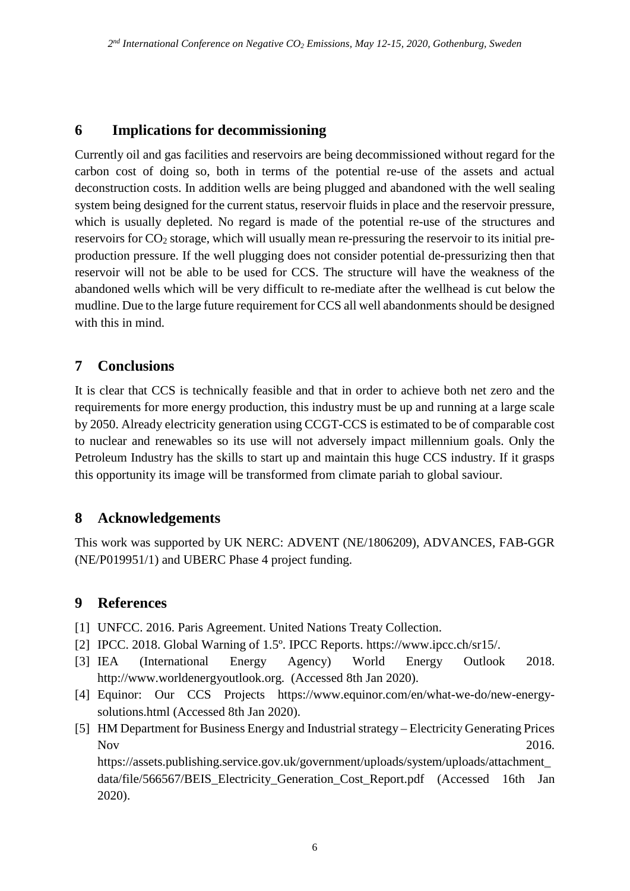## 6 Implications for decommissioning

Currently oil and gas facilities and reservoirs are being decommissioned without regard for the carbon cost of doing so, both in terms of the potential re-use of the assets and actual deconstruction costs. In addition wells are being plugged and abandoned with the well sealing system being designed for the current status, reservoir fluids in place and the reservoir pressure, which is usually depleted. No regard is made of the potential re-use of the structures and reservoirs for $CO_2$ storage, which will usually mean re-pressuring the reservoir to its initial pre-production pressure. If the well plugging does not consider potential de-pressurizing then that reservoir will not be able to be used for CCS. The structure will have the weakness of the abandoned wells which will be very difficult to re-mediate after the wellhead is cut below the mudline. Due to the large future requirement for CCS all well abandonments should be designed with this in mind.

## 7 Conclusions

It is clear that CCS is technically feasible and that in order to achieve both net zero and the requirements for more energy production, this industry must be up and running at a large scale by 2050. Already electricity generation using CCGT-CCS is estimated to be of comparable cost to nuclear and renewables so its use will not adversely impact millennium goals. Only the Petroleum Industry has the skills to start up and maintain this huge CCS industry. If it grasps this opportunity its image will be transformed from climate pariah to global saviour.

## 8 Acknowledgements

This work was supported by UK NERC: ADVENT (NE/1806209), ADVANCES, FAB-GGR (NE/P019951/1) and UBERC Phase 4 project funding.

## 9 References

- [1] UNFCC. 2016. Paris Agreement. United Nations Treaty Collection.
- [2] IPCC. 2018. Global Warning of 1.5º. IPCC Reports. https://www.ipcc.ch/sr15/.
- [3] IEA (International Energy Agency) World Energy Outlook 2018. http://www.worldenergyoutlook.org. (Accessed 8th Jan 2020).
- [4] Equinor: Our CCS Projects https://www.equinor.com/en/what-we-do/new-energy-solutions.html (Accessed 8th Jan 2020).
- [5] HM Department for Business Energy and Industrial strategy – Electricity Generating Prices Nov 2016. https://assets.publishing.service.gov.uk/government/uploads/system/uploads/attachment_data/file/566567/BEIS_Electricity_Generation_Cost_Report.pdf (Accessed 16th Jan 2020).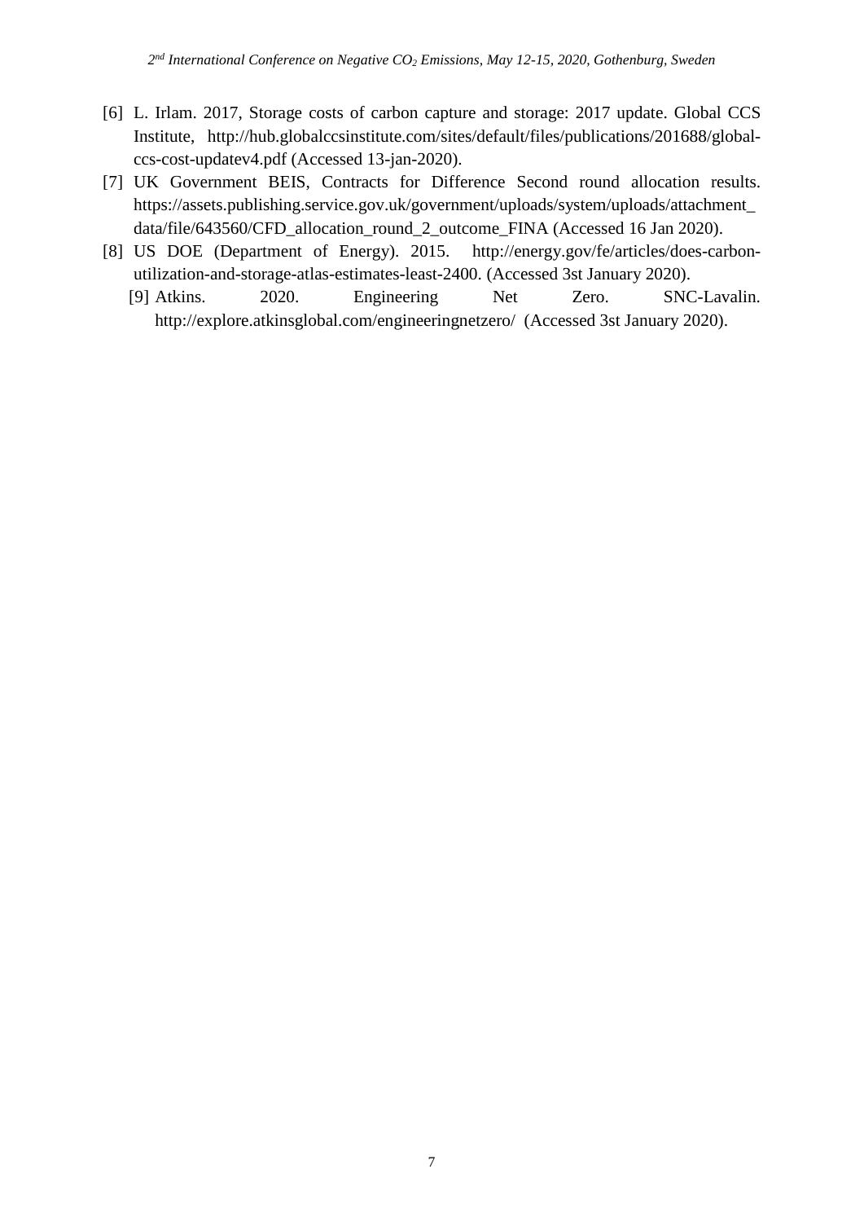[6] L. Irlam. 2017, Storage costs of carbon capture and storage: 2017 update. Global CCS Institute, http://hub.globalccsinstitute.com/sites/default/files/publications/201688/global-ccs-cost-updatev4.pdf (Accessed 13-jan-2020).

[7] UK Government BEIS, Contracts for Difference Second round allocation results. https://assets.publishing.service.gov.uk/government/uploads/system/uploads/attachment_data/file/643560/CFD_allocation_round_2_outcome_FINA (Accessed 16 Jan 2020).

[8] US DOE (Department of Energy). 2015. http://energy.gov/fe/articles/does-carbon-utilization-and-storage-atlas-estimates-least-2400. (Accessed 3st January 2020).

[9] Atkins. 2020. Engineering Net Zero. SNC-Lavalin. http://explore.atkinsglobal.com/engineeringnetzero/ (Accessed 3st January 2020).